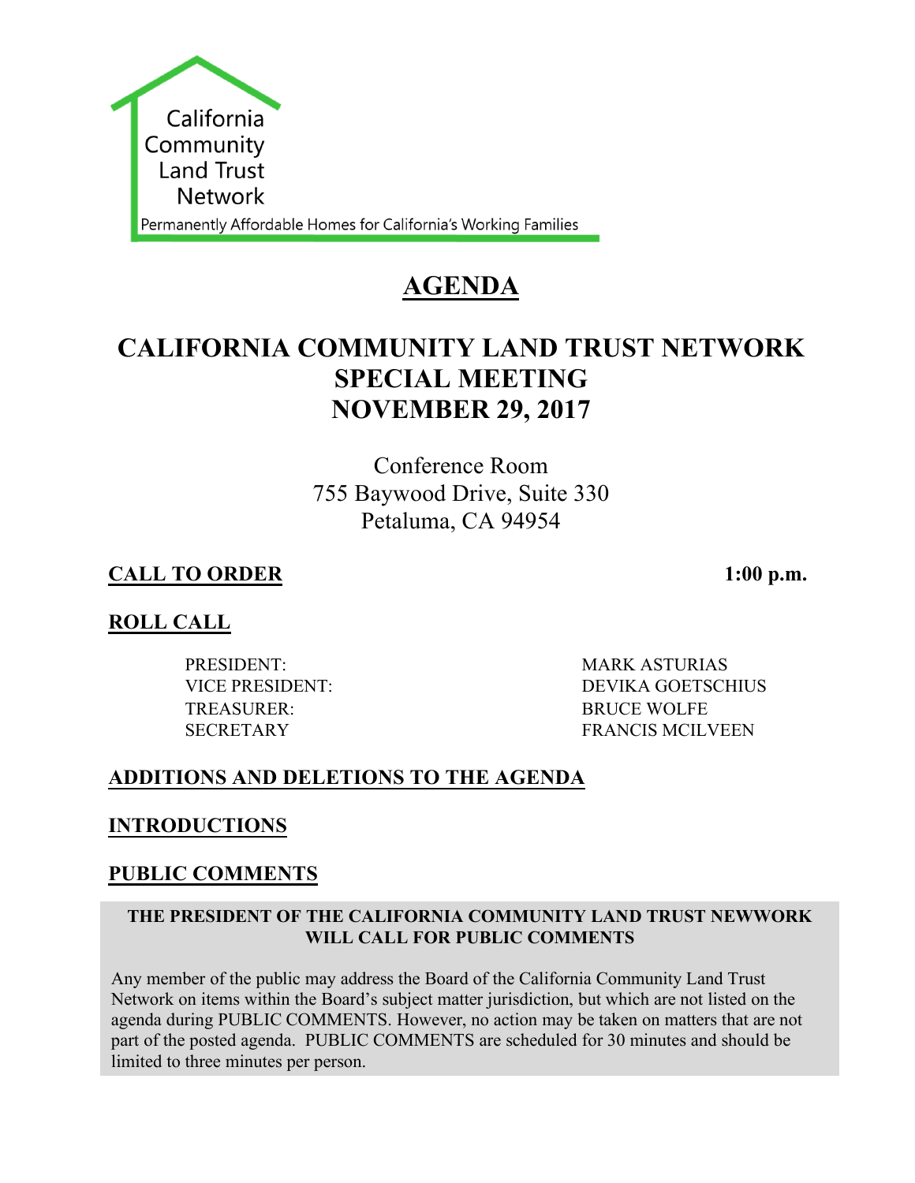California Community Land Trust Network

Permanently Affordable Homes for California's Working Families

# AGENDA

## CALIFORNIA COMMUNITY LAND TRUST NETWORK SPECIAL MEETING NOVEMBER 29, 2017

Conference Room
755 Baywood Drive, Suite 330
Petaluma, CA 94954

**CALL TO ORDER** **1:00 p.m.**

**ROLL CALL**

| | |
|---|---|
| PRESIDENT: | MARK ASTURIAS |
| VICE PRESIDENT: | DEVIKA GOETSCHIUS |
| TREASURER: | BRUCE WOLFE |
| SECRETARY | FRANCIS MCILVEEN |

**ADDITIONS AND DELETIONS TO THE AGENDA**

**INTRODUCTIONS**

**PUBLIC COMMENTS**

**THE PRESIDENT OF THE CALIFORNIA COMMUNITY LAND TRUST NEWWORK WILL CALL FOR PUBLIC COMMENTS**

Any member of the public may address the Board of the California Community Land Trust Network on items within the Board's subject matter jurisdiction, but which are not listed on the agenda during PUBLIC COMMENTS. However, no action may be taken on matters that are not part of the posted agenda. PUBLIC COMMENTS are scheduled for 30 minutes and should be limited to three minutes per person.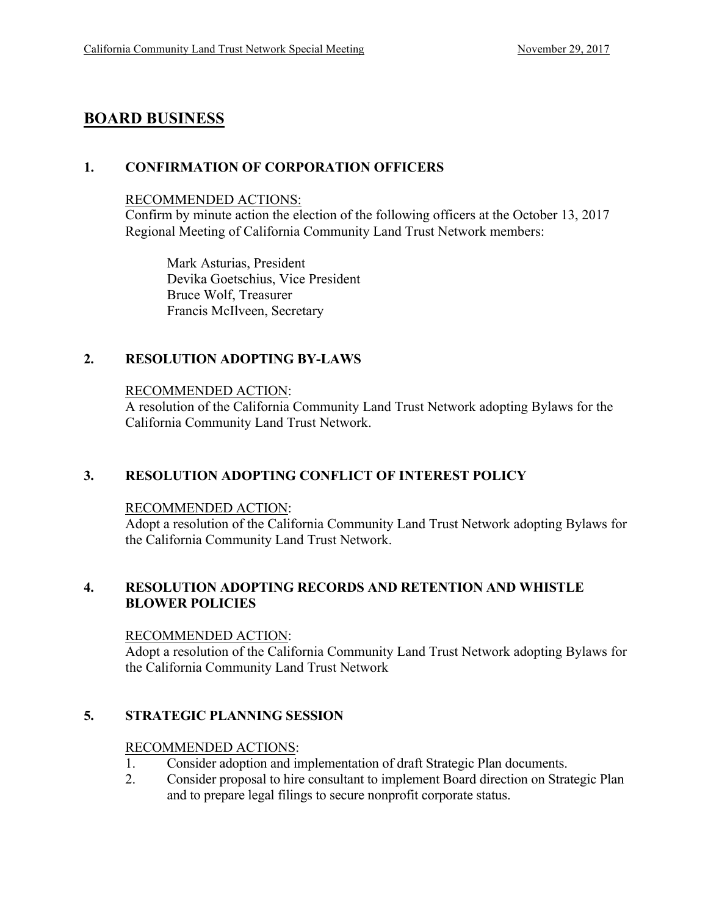## BOARD BUSINESS

### 1. CONFIRMATION OF CORPORATION OFFICERS

RECOMMENDED ACTIONS:
Confirm by minute action the election of the following officers at the October 13, 2017 Regional Meeting of California Community Land Trust Network members:

Mark Asturias, President
Devika Goetschius, Vice President
Bruce Wolf, Treasurer
Francis McIlveen, Secretary

### 2. RESOLUTION ADOPTING BY-LAWS

RECOMMENDED ACTION:
A resolution of the California Community Land Trust Network adopting Bylaws for the California Community Land Trust Network.

### 3. RESOLUTION ADOPTING CONFLICT OF INTEREST POLICY

RECOMMENDED ACTION:
Adopt a resolution of the California Community Land Trust Network adopting Bylaws for the California Community Land Trust Network.

### 4. RESOLUTION ADOPTING RECORDS AND RETENTION AND WHISTLE BLOWER POLICIES

RECOMMENDED ACTION:
Adopt a resolution of the California Community Land Trust Network adopting Bylaws for the California Community Land Trust Network

### 5. STRATEGIC PLANNING SESSION

RECOMMENDED ACTIONS:

1. Consider adoption and implementation of draft Strategic Plan documents.
2. Consider proposal to hire consultant to implement Board direction on Strategic Plan and to prepare legal filings to secure nonprofit corporate status.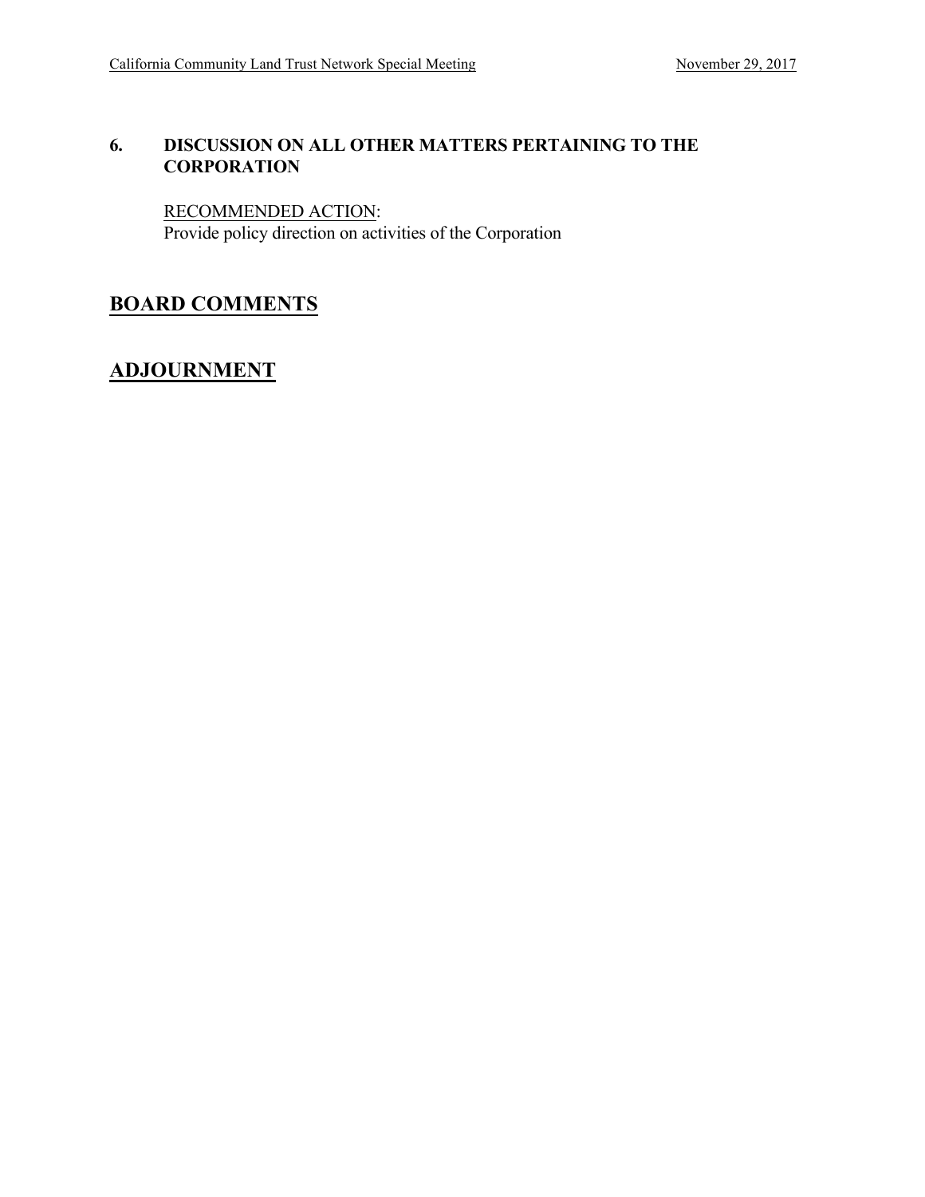**6. DISCUSSION ON ALL OTHER MATTERS PERTAINING TO THE CORPORATION**

RECOMMENDED ACTION:
Provide policy direction on activities of the Corporation

## BOARD COMMENTS

## ADJOURNMENT